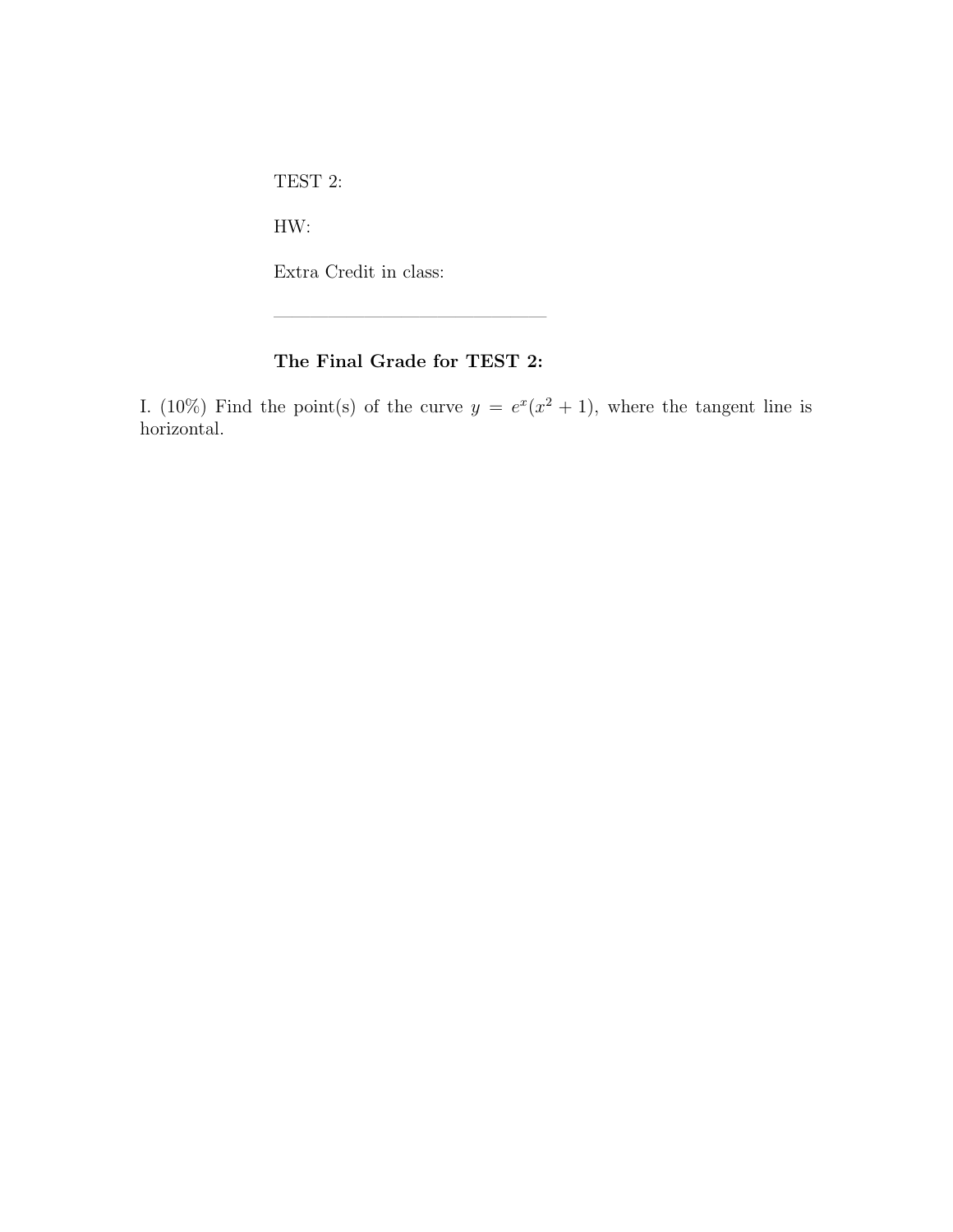TEST 2:

HW:

Extra Credit in class:

---

**The Final Grade for TEST 2:**

I. (10%) Find the point(s) of the curve $y = e^x(x^2 + 1)$, where the tangent line is horizontal.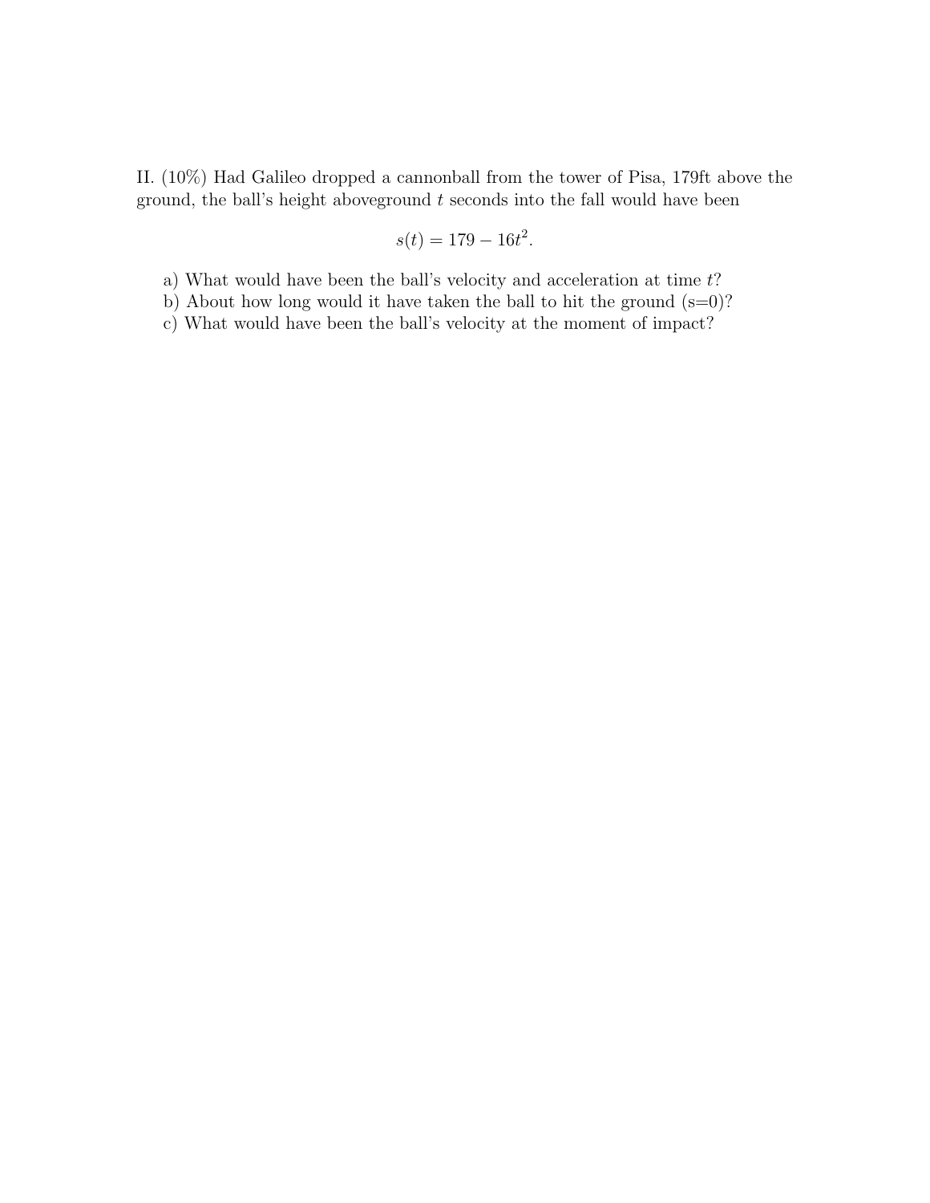II. (10%) Had Galileo dropped a cannonball from the tower of Pisa, 179ft above the ground, the ball's height aboveground $t$ seconds into the fall would have been

$$s(t) = 179 - 16t^2.$$

a) What would have been the ball's velocity and acceleration at time $t$?
b) About how long would it have taken the ball to hit the ground (s=0)?
c) What would have been the ball's velocity at the moment of impact?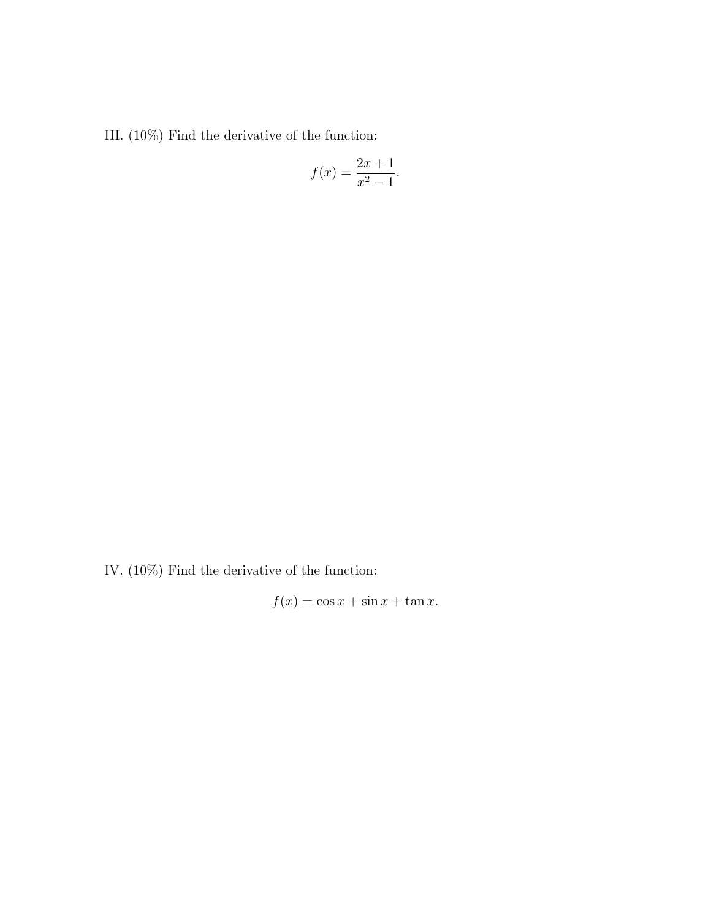III. (10%) Find the derivative of the function:

$$f(x) = \frac{2x+1}{x^2-1}.$$

IV. (10%) Find the derivative of the function:

$$f(x) = \cos x + \sin x + \tan x.$$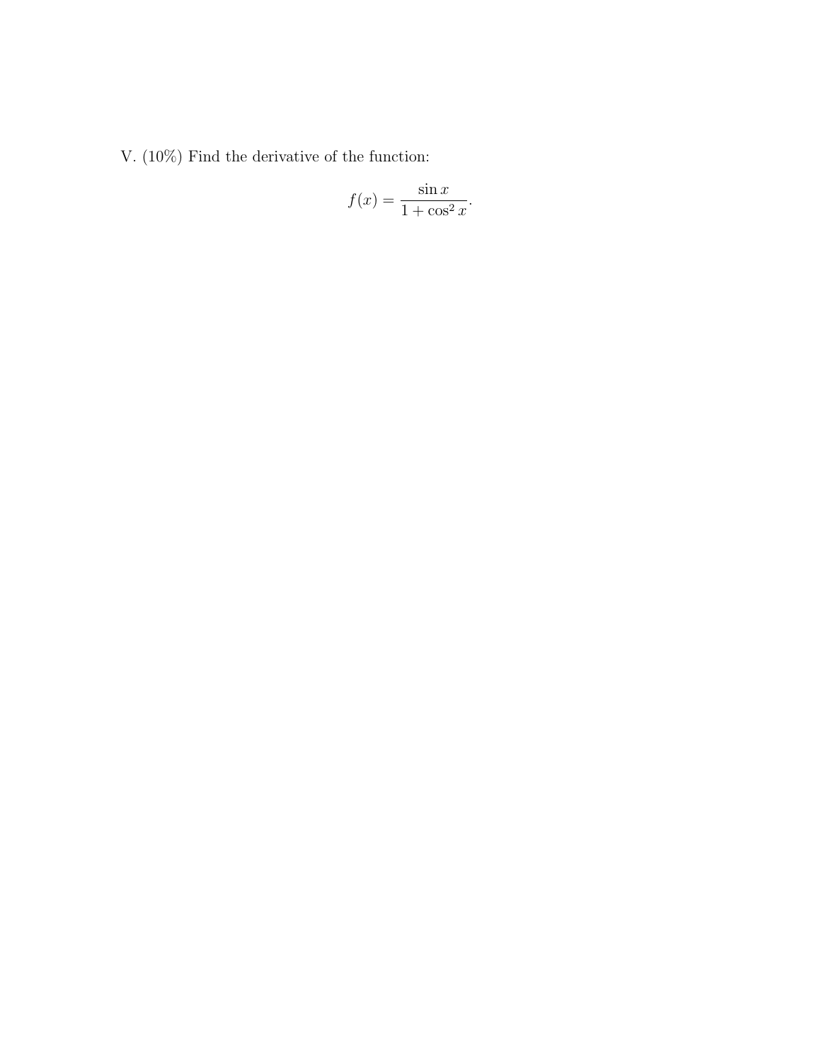V. (10%) Find the derivative of the function:

$$f(x) = \frac{\sin x}{1 + \cos^2 x}.$$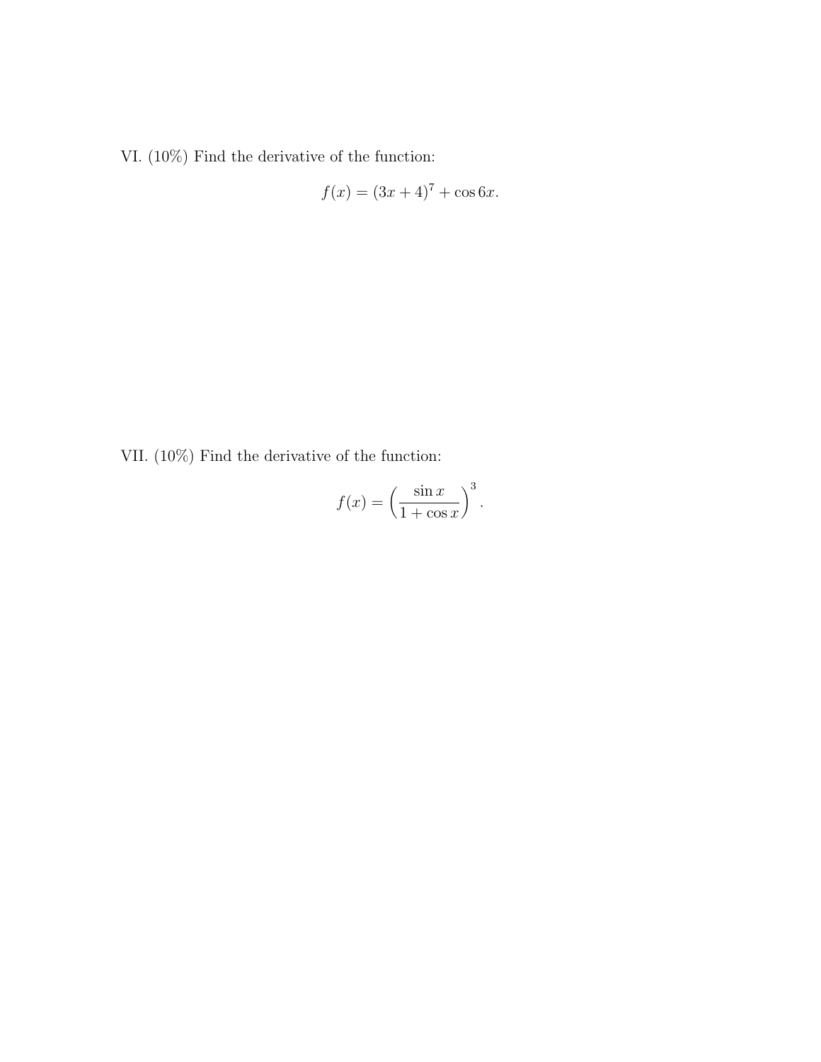VI. (10%) Find the derivative of the function:

$$f(x) = (3x + 4)^7 + \cos 6x.$$

VII. (10%) Find the derivative of the function:

$$f(x) = \left(\frac{\sin x}{1 + \cos x}\right)^3.$$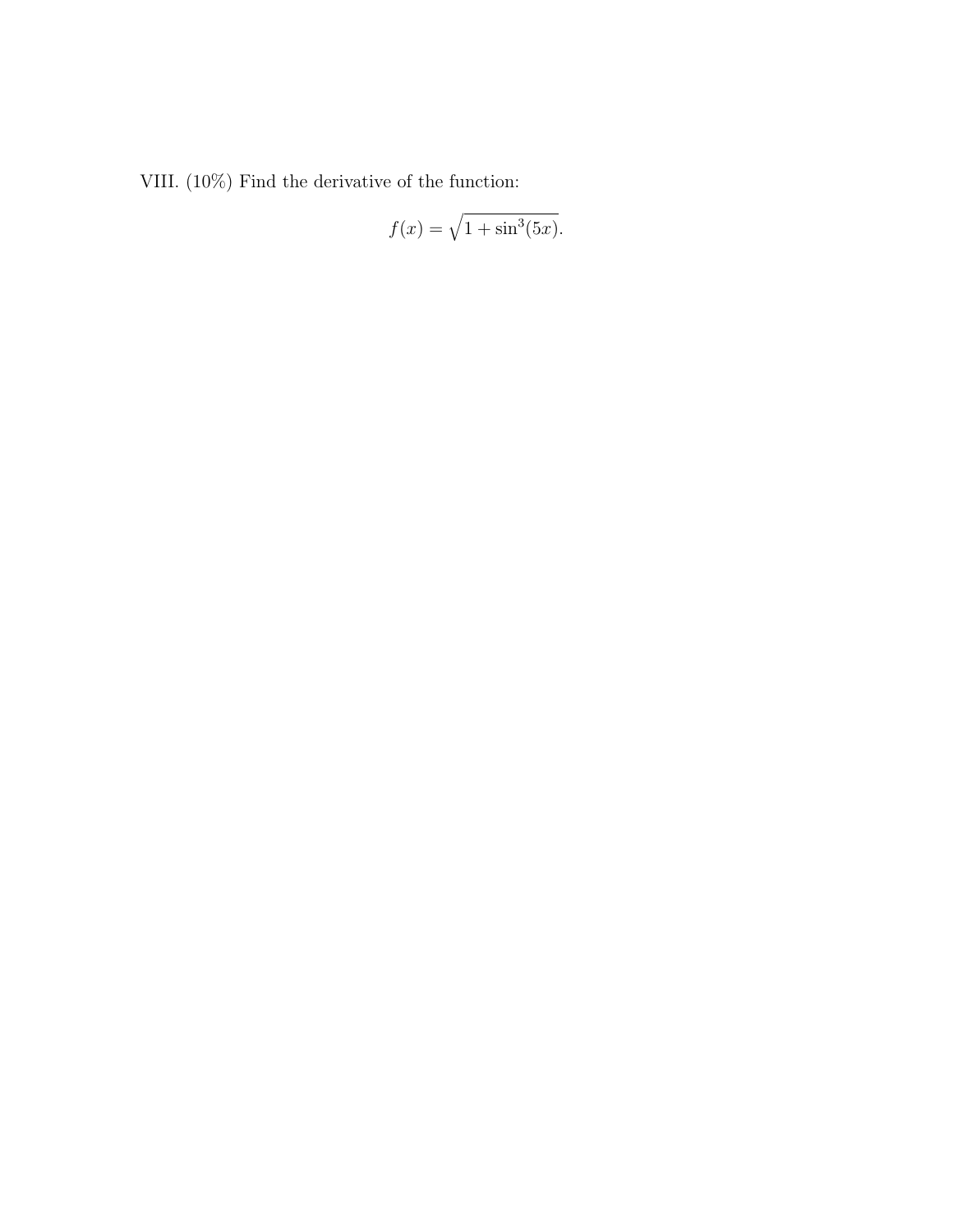VIII. (10%) Find the derivative of the function:

$$f(x) = \sqrt{1 + \sin^3(5x)}.$$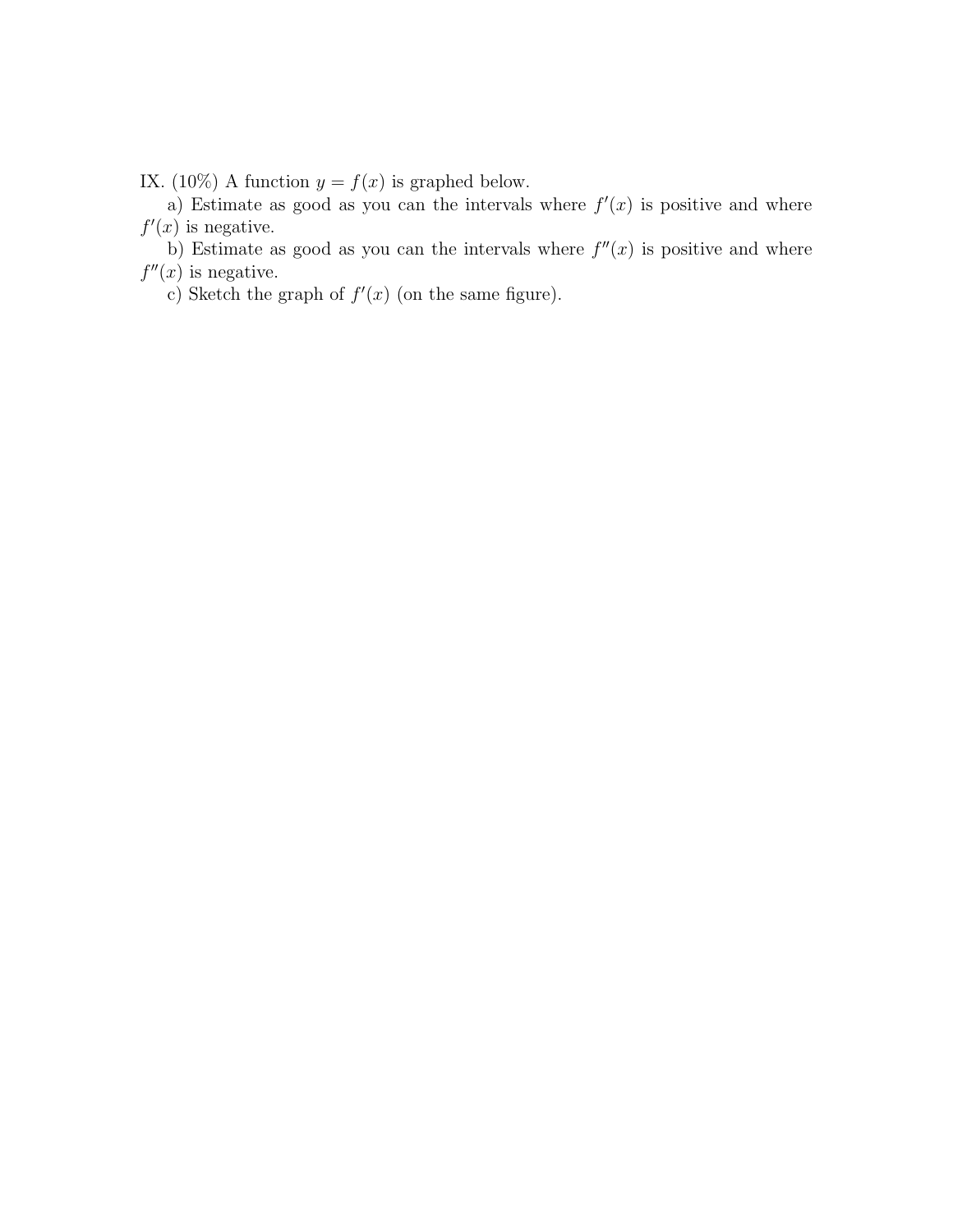IX. (10%) A function $y = f(x)$ is graphed below.

a) Estimate as good as you can the intervals where $f'(x)$ is positive and where $f'(x)$ is negative.

b) Estimate as good as you can the intervals where $f''(x)$ is positive and where $f''(x)$ is negative.

c) Sketch the graph of $f'(x)$ (on the same figure).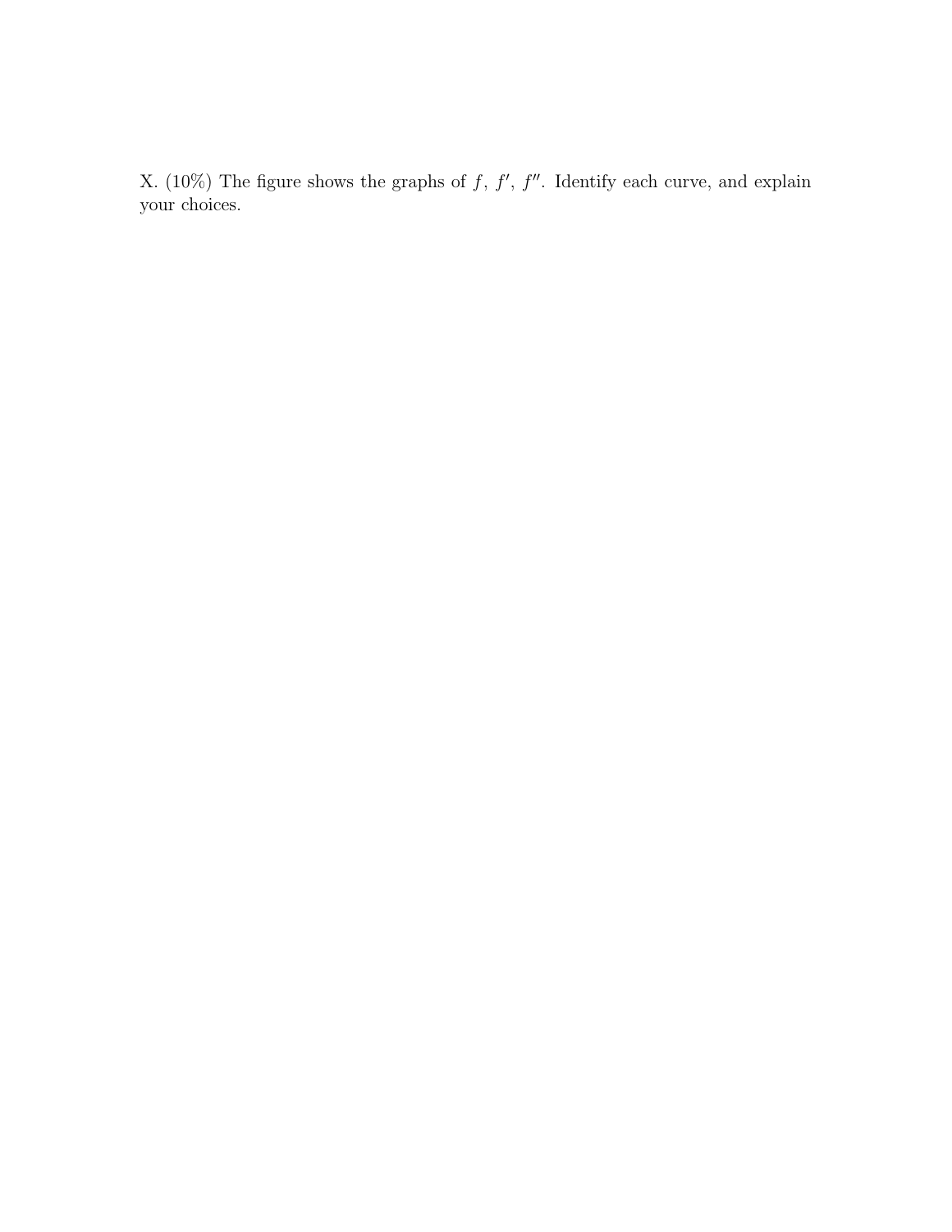X. (10%) The figure shows the graphs of $f$, $f'$, $f''$. Identify each curve, and explain your choices.